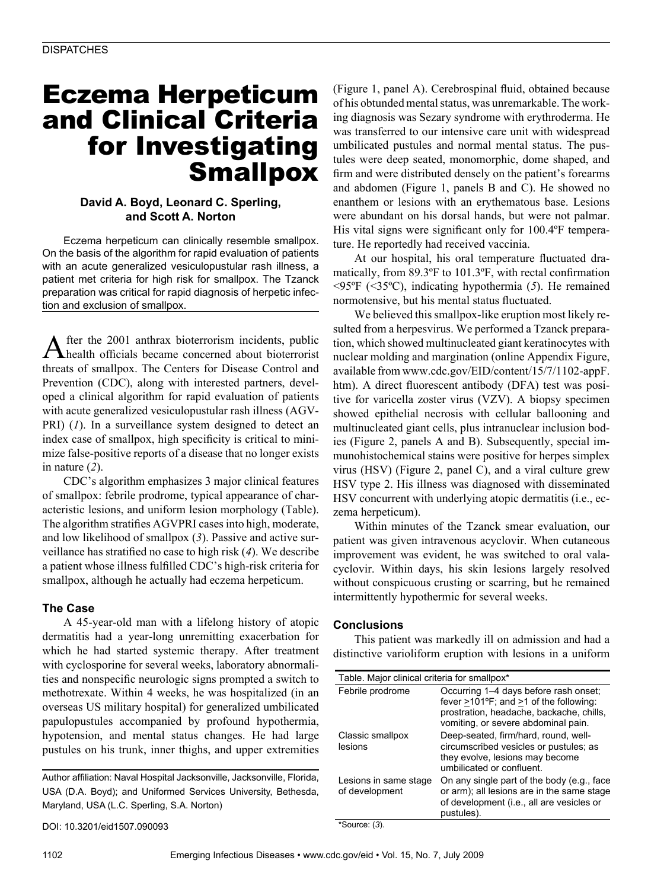DISPATCHES

# Eczema Herpeticum and Clinical Criteria for Investigating Smallpox

**David A. Boyd, Leonard C. Sperling, and Scott A. Norton**

Eczema herpeticum can clinically resemble smallpox. On the basis of the algorithm for rapid evaluation of patients with an acute generalized vesiculopustular rash illness, a patient met criteria for high risk for smallpox. The Tzanck preparation was critical for rapid diagnosis of herpetic infection and exclusion of smallpox.

After the 2001 anthrax bioterrorism incidents, public health officials became concerned about bioterrorist threats of smallpox. The Centers for Disease Control and Prevention (CDC), along with interested partners, developed a clinical algorithm for rapid evaluation of patients with acute generalized vesiculopustular rash illness (AGVPRI) (*1*). In a surveillance system designed to detect an index case of smallpox, high specificity is critical to minimize false-positive reports of a disease that no longer exists in nature (*2*).

CDC's algorithm emphasizes 3 major clinical features of smallpox: febrile prodrome, typical appearance of characteristic lesions, and uniform lesion morphology (Table). The algorithm stratifies AGVPRI cases into high, moderate, and low likelihood of smallpox (*3*). Passive and active surveillance has stratified no case to high risk (*4*). We describe a patient whose illness fulfilled CDC's high-risk criteria for smallpox, although he actually had eczema herpeticum.

## The Case

A 45-year-old man with a lifelong history of atopic dermatitis had a year-long unremitting exacerbation for which he had started systemic therapy. After treatment with cyclosporine for several weeks, laboratory abnormalities and nonspecific neurologic signs prompted a switch to methotrexate. Within 4 weeks, he was hospitalized (in an overseas US military hospital) for generalized umbilicated papulopustules accompanied by profound hypothermia, hypotension, and mental status changes. He had large pustules on his trunk, inner thighs, and upper extremities (Figure 1, panel A). Cerebrospinal fluid, obtained because of his obtunded mental status, was unremarkable. The working diagnosis was Sezary syndrome with erythroderma. He was transferred to our intensive care unit with widespread umbilicated pustules and normal mental status. The pustules were deep seated, monomorphic, dome shaped, and firm and were distributed densely on the patient's forearms and abdomen (Figure 1, panels B and C). He showed no enanthem or lesions with an erythematous base. Lesions were abundant on his dorsal hands, but were not palmar. His vital signs were significant only for 100.4ºF temperature. He reportedly had received vaccinia.

At our hospital, his oral temperature fluctuated dramatically, from 89.3ºF to 101.3ºF, with rectal confirmation <95ºF (<35ºC), indicating hypothermia (*5*). He remained normotensive, but his mental status fluctuated.

We believed this smallpox-like eruption most likely resulted from a herpesvirus. We performed a Tzanck preparation, which showed multinucleated giant keratinocytes with nuclear molding and margination (online Appendix Figure, available from www.cdc.gov/EID/content/15/7/1102-appF.htm). A direct fluorescent antibody (DFA) test was positive for varicella zoster virus (VZV). A biopsy specimen showed epithelial necrosis with cellular ballooning and multinucleated giant cells, plus intranuclear inclusion bodies (Figure 2, panels A and B). Subsequently, special immunohistochemical stains were positive for herpes simplex virus (HSV) (Figure 2, panel C), and a viral culture grew HSV type 2. His illness was diagnosed with disseminated HSV concurrent with underlying atopic dermatitis (i.e., eczema herpeticum).

Within minutes of the Tzanck smear evaluation, our patient was given intravenous acyclovir. When cutaneous improvement was evident, he was switched to oral valacyclovir. Within days, his skin lesions largely resolved without conspicuous crusting or scarring, but he remained intermittently hypothermic for several weeks.

## Conclusions

This patient was markedly ill on admission and had a distinctive varioliform eruption with lesions in a uniform

Table. Major clinical criteria for smallpox*

| | |
|---|---|
| Febrile prodrome | Occurring 1–4 days before rash onset; fever ≥101ºF; and ≥1 of the following: prostration, headache, backache, chills, vomiting, or severe abdominal pain. |
| Classic smallpox lesions | Deep-seated, firm/hard, round, well-circumscribed vesicles or pustules; as they evolve, lesions may become umbilicated or confluent. |
| Lesions in same stage of development | On any single part of the body (e.g., face or arm); all lesions are in the same stage of development (i.e., all are vesicles or pustules). |

*Source: (*3*).

Author affiliation: Naval Hospital Jacksonville, Jacksonville, Florida, USA (D.A. Boyd); and Uniformed Services University, Bethesda, Maryland, USA (L.C. Sperling, S.A. Norton)

DOI: 10.3201/eid1507.090093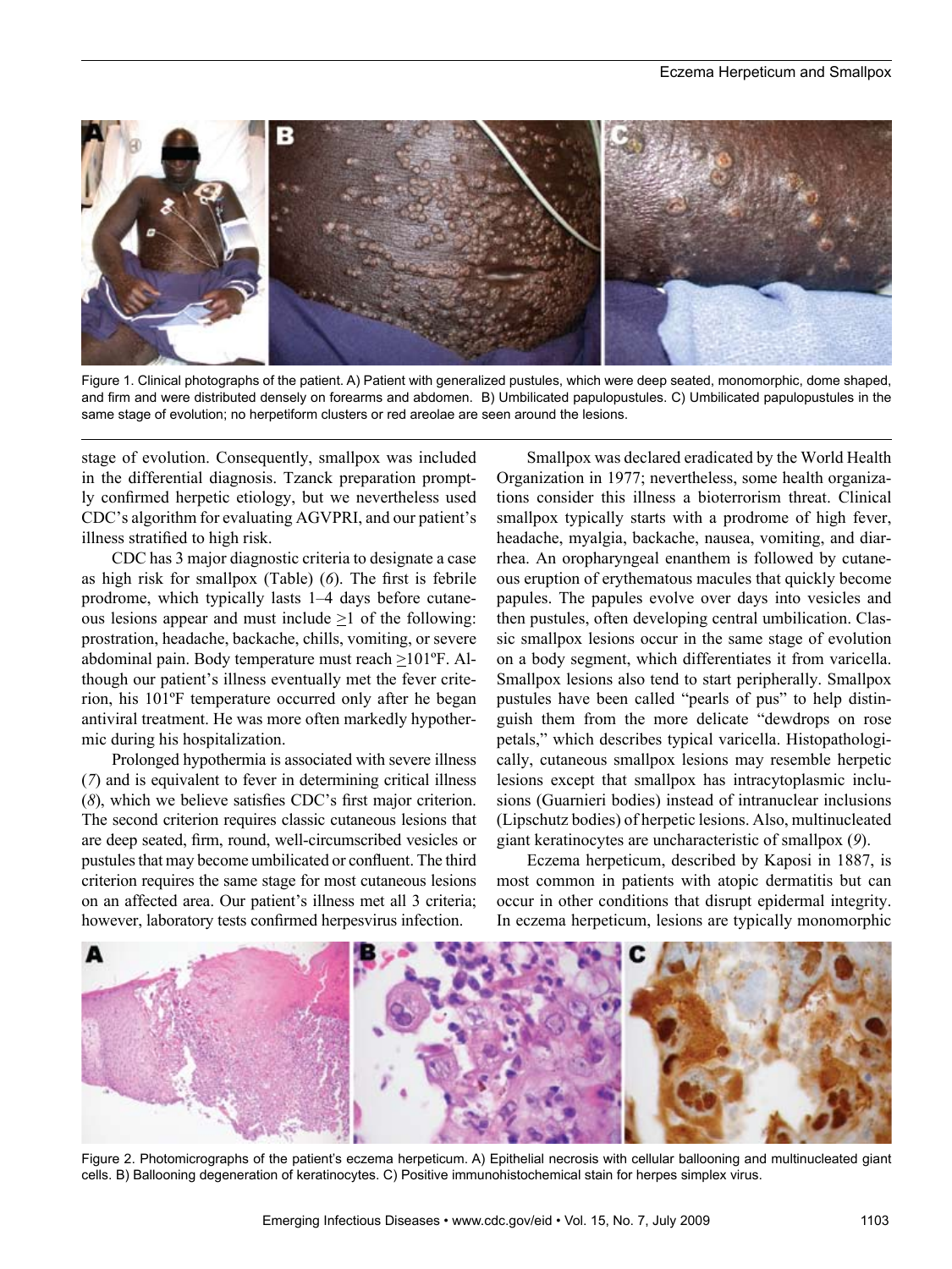Figure 1. Clinical photographs of the patient. A) Patient with generalized pustules, which were deep seated, monomorphic, dome shaped, and firm and were distributed densely on forearms and abdomen. B) Umbilicated papulopustules. C) Umbilicated papulopustules in the same stage of evolution; no herpetiform clusters or red areolae are seen around the lesions.

stage of evolution. Consequently, smallpox was included in the differential diagnosis. Tzanck preparation promptly confirmed herpetic etiology, but we nevertheless used CDC's algorithm for evaluating AGVPRI, and our patient's illness stratified to high risk.

CDC has 3 major diagnostic criteria to designate a case as high risk for smallpox (Table) (*6*). The first is febrile prodrome, which typically lasts 1–4 days before cutaneous lesions appear and must include ≥1 of the following: prostration, headache, backache, chills, vomiting, or severe abdominal pain. Body temperature must reach ≥101ºF. Although our patient's illness eventually met the fever criterion, his 101ºF temperature occurred only after he began antiviral treatment. He was more often markedly hypothermic during his hospitalization.

Prolonged hypothermia is associated with severe illness (*7*) and is equivalent to fever in determining critical illness (*8*), which we believe satisfies CDC's first major criterion. The second criterion requires classic cutaneous lesions that are deep seated, firm, round, well-circumscribed vesicles or pustules that may become umbilicated or confluent. The third criterion requires the same stage for most cutaneous lesions on an affected area. Our patient's illness met all 3 criteria; however, laboratory tests confirmed herpesvirus infection.

Smallpox was declared eradicated by the World Health Organization in 1977; nevertheless, some health organizations consider this illness a bioterrorism threat. Clinical smallpox typically starts with a prodrome of high fever, headache, myalgia, backache, nausea, vomiting, and diarrhea. An oropharyngeal enanthem is followed by cutaneous eruption of erythematous macules that quickly become papules. The papules evolve over days into vesicles and then pustules, often developing central umbilication. Classic smallpox lesions occur in the same stage of evolution on a body segment, which differentiates it from varicella. Smallpox lesions also tend to start peripherally. Smallpox pustules have been called "pearls of pus" to help distinguish them from the more delicate "dewdrops on rose petals," which describes typical varicella. Histopathologically, cutaneous smallpox lesions may resemble herpetic lesions except that smallpox has intracytoplasmic inclusions (Guarnieri bodies) instead of intranuclear inclusions (Lipschutz bodies) of herpetic lesions. Also, multinucleated giant keratinocytes are uncharacteristic of smallpox (*9*).

Eczema herpeticum, described by Kaposi in 1887, is most common in patients with atopic dermatitis but can occur in other conditions that disrupt epidermal integrity. In eczema herpeticum, lesions are typically monomorphic

Figure 2. Photomicrographs of the patient's eczema herpeticum. A) Epithelial necrosis with cellular ballooning and multinucleated giant cells. B) Ballooning degeneration of keratinocytes. C) Positive immunohistochemical stain for herpes simplex virus.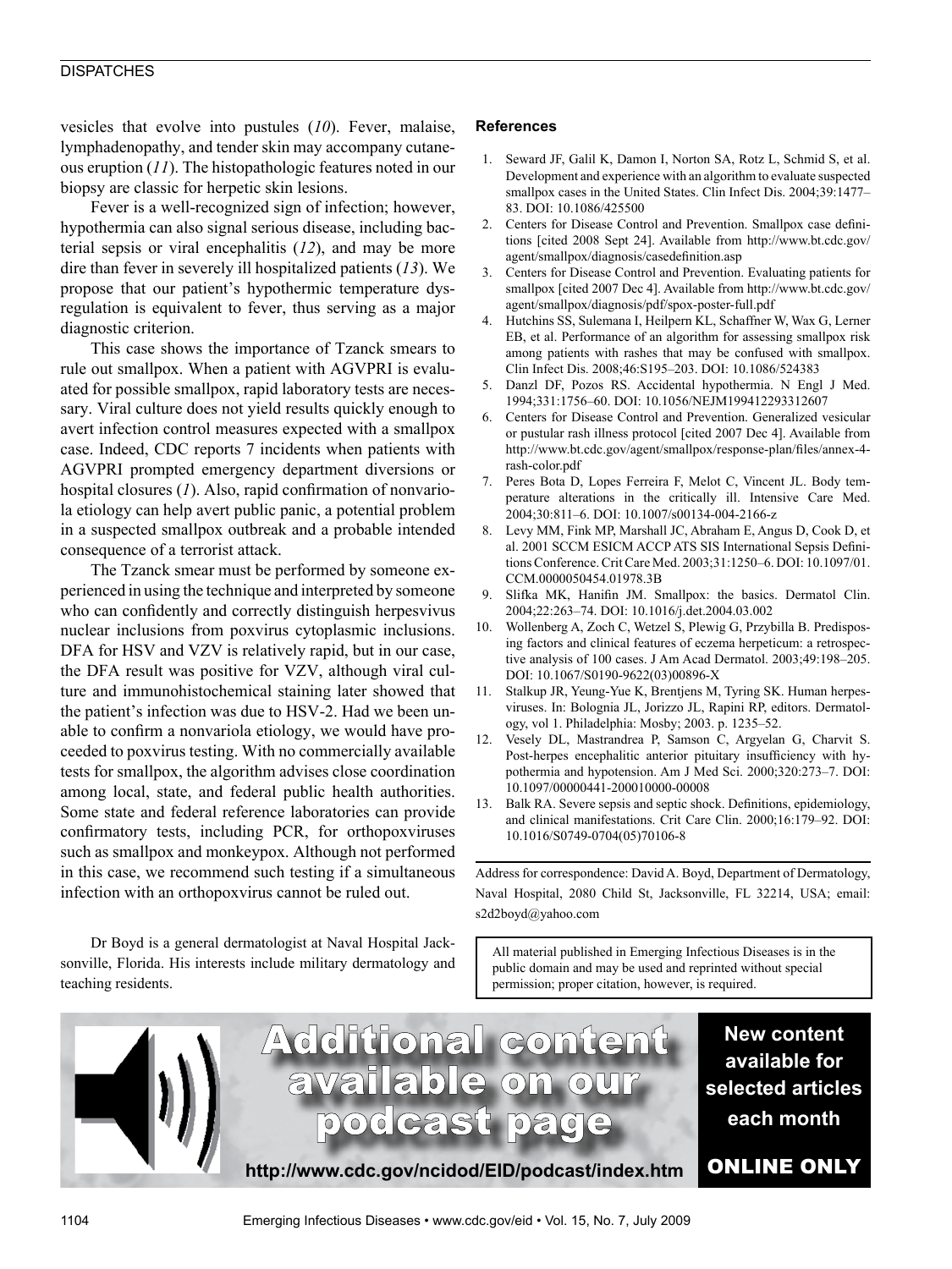vesicles that evolve into pustules (*10*). Fever, malaise, lymphadenopathy, and tender skin may accompany cutaneous eruption (*11*). The histopathologic features noted in our biopsy are classic for herpetic skin lesions.

Fever is a well-recognized sign of infection; however, hypothermia can also signal serious disease, including bacterial sepsis or viral encephalitis (*12*), and may be more dire than fever in severely ill hospitalized patients (*13*). We propose that our patient's hypothermic temperature dysregulation is equivalent to fever, thus serving as a major diagnostic criterion.

This case shows the importance of Tzanck smears to rule out smallpox. When a patient with AGVPRI is evaluated for possible smallpox, rapid laboratory tests are necessary. Viral culture does not yield results quickly enough to avert infection control measures expected with a smallpox case. Indeed, CDC reports 7 incidents when patients with AGVPRI prompted emergency department diversions or hospital closures (*1*). Also, rapid confirmation of nonvariola etiology can help avert public panic, a potential problem in a suspected smallpox outbreak and a probable intended consequence of a terrorist attack.

The Tzanck smear must be performed by someone experienced in using the technique and interpreted by someone who can confidently and correctly distinguish herpesvivus nuclear inclusions from poxvirus cytoplasmic inclusions. DFA for HSV and VZV is relatively rapid, but in our case, the DFA result was positive for VZV, although viral culture and immunohistochemical staining later showed that the patient's infection was due to HSV-2. Had we been unable to confirm a nonvariola etiology, we would have proceeded to poxvirus testing. With no commercially available tests for smallpox, the algorithm advises close coordination among local, state, and federal public health authorities. Some state and federal reference laboratories can provide confirmatory tests, including PCR, for orthopoxviruses such as smallpox and monkeypox. Although not performed in this case, we recommend such testing if a simultaneous infection with an orthopoxvirus cannot be ruled out.

Dr Boyd is a general dermatologist at Naval Hospital Jacksonville, Florida. His interests include military dermatology and teaching residents.

## References

1. Seward JF, Galil K, Damon I, Norton SA, Rotz L, Schmid S, et al. Development and experience with an algorithm to evaluate suspected smallpox cases in the United States. Clin Infect Dis. 2004;39:1477–83. DOI: 10.1086/425500
2. Centers for Disease Control and Prevention. Smallpox case definitions [cited 2008 Sept 24]. Available from http://www.bt.cdc.gov/agent/smallpox/diagnosis/casedefinition.asp
3. Centers for Disease Control and Prevention. Evaluating patients for smallpox [cited 2007 Dec 4]. Available from http://www.bt.cdc.gov/agent/smallpox/diagnosis/pdf/spox-poster-full.pdf
4. Hutchins SS, Sulemana I, Heilpern KL, Schaffner W, Wax G, Lerner EB, et al. Performance of an algorithm for assessing smallpox risk among patients with rashes that may be confused with smallpox. Clin Infect Dis. 2008;46:S195–203. DOI: 10.1086/524383
5. Danzl DF, Pozos RS. Accidental hypothermia. N Engl J Med. 1994;331:1756–60. DOI: 10.1056/NEJM199412293312607
6. Centers for Disease Control and Prevention. Generalized vesicular or pustular rash illness protocol [cited 2007 Dec 4]. Available from http://www.bt.cdc.gov/agent/smallpox/response-plan/files/annex-4-rash-color.pdf
7. Peres Bota D, Lopes Ferreira F, Melot C, Vincent JL. Body temperature alterations in the critically ill. Intensive Care Med. 2004;30:811–6. DOI: 10.1007/s00134-004-2166-z
8. Levy MM, Fink MP, Marshall JC, Abraham E, Angus D, Cook D, et al. 2001 SCCM ESICM ACCP ATS SIS International Sepsis Definitions Conference. Crit Care Med. 2003;31:1250–6. DOI: 10.1097/01.CCM.0000050454.01978.3B
9. Slifka MK, Hanifin JM. Smallpox: the basics. Dermatol Clin. 2004;22:263–74. DOI: 10.1016/j.det.2004.03.002
10. Wollenberg A, Zoch C, Wetzel S, Plewig G, Przybilla B. Predisposing factors and clinical features of eczema herpeticum: a retrospective analysis of 100 cases. J Am Acad Dermatol. 2003;49:198–205. DOI: 10.1067/S0190-9622(03)00896-X
11. Stalkup JR, Yeung-Yue K, Brentjens M, Tyring SK. Human herpesviruses. In: Bolognia JL, Jorizzo JL, Rapini RP, editors. Dermatology, vol 1. Philadelphia: Mosby; 2003. p. 1235–52.
12. Vesely DL, Mastrandrea P, Samson C, Argyelan G, Charvit S. Post-herpes encephalitic anterior pituitary insufficiency with hypothermia and hypotension. Am J Med Sci. 2000;320:273–7. DOI: 10.1097/00000441-200010000-00008
13. Balk RA. Severe sepsis and septic shock. Definitions, epidemiology, and clinical manifestations. Crit Care Clin. 2000;16:179–92. DOI: 10.1016/S0749-0704(05)70106-8

Address for correspondence: David A. Boyd, Department of Dermatology, Naval Hospital, 2080 Child St, Jacksonville, FL 32214, USA; email: s2d2boyd@yahoo.com

All material published in Emerging Infectious Diseases is in the public domain and may be used and reprinted without special permission; proper citation, however, is required.

Additional content available on our podcast page

http://www.cdc.gov/ncidod/EID/podcast/index.htm

New content available for selected articles each month

ONLINE ONLY